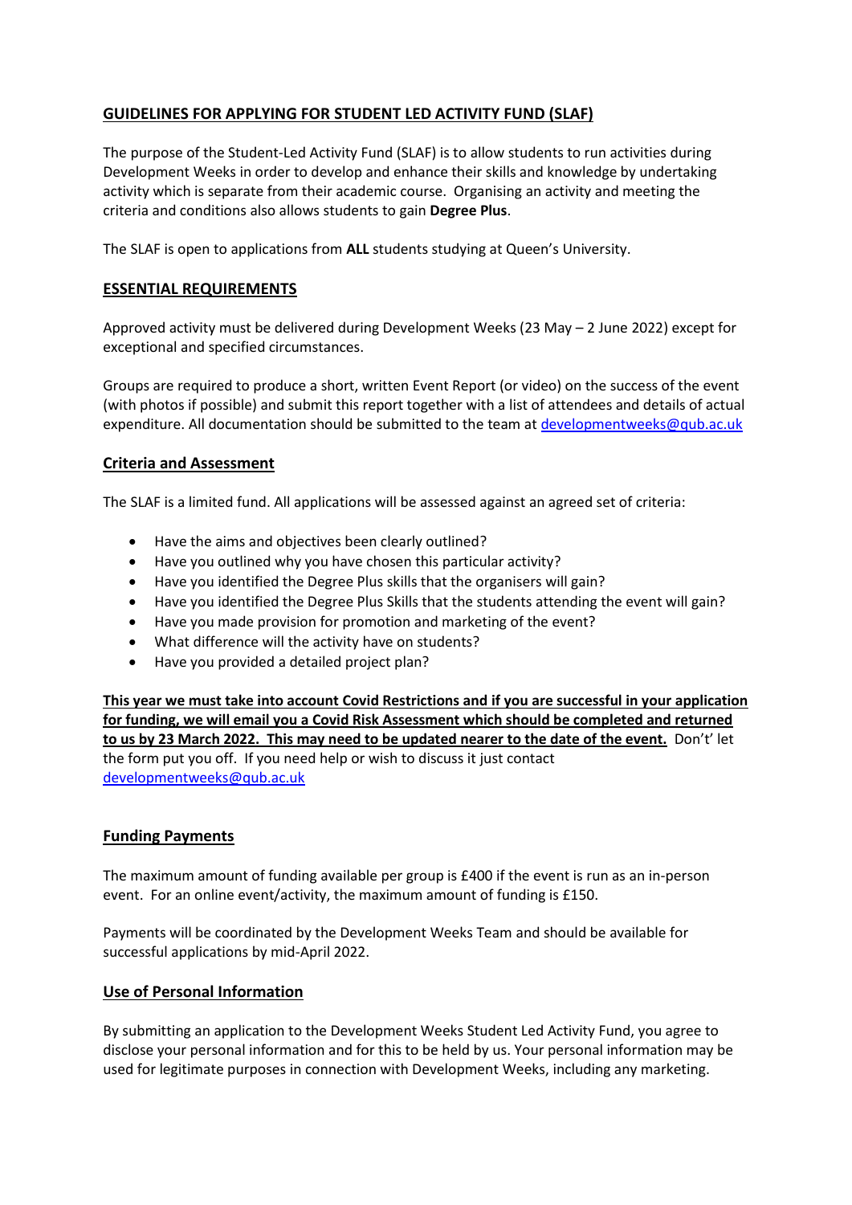## GUIDELINES FOR APPLYING FOR STUDENT LED ACTIVITY FUND (SLAF)

The purpose of the Student-Led Activity Fund (SLAF) is to allow students to run activities during Development Weeks in order to develop and enhance their skills and knowledge by undertaking activity which is separate from their academic course. Organising an activity and meeting the criteria and conditions also allows students to gain **Degree Plus**.

The SLAF is open to applications from **ALL** students studying at Queen's University.

### ESSENTIAL REQUIREMENTS

Approved activity must be delivered during Development Weeks (23 May – 2 June 2022) except for exceptional and specified circumstances.

Groups are required to produce a short, written Event Report (or video) on the success of the event (with photos if possible) and submit this report together with a list of attendees and details of actual expenditure. All documentation should be submitted to the team at developmentweeks@qub.ac.uk

### Criteria and Assessment

The SLAF is a limited fund. All applications will be assessed against an agreed set of criteria:

- Have the aims and objectives been clearly outlined?
- Have you outlined why you have chosen this particular activity?
- Have you identified the Degree Plus skills that the organisers will gain?
- Have you identified the Degree Plus Skills that the students attending the event will gain?
- Have you made provision for promotion and marketing of the event?
- What difference will the activity have on students?
- Have you provided a detailed project plan?

**This year we must take into account Covid Restrictions and if you are successful in your application for funding, we will email you a Covid Risk Assessment which should be completed and returned to us by 23 March 2022. This may need to be updated nearer to the date of the event.** Don't' let the form put you off. If you need help or wish to discuss it just contact developmentweeks@qub.ac.uk

### Funding Payments

The maximum amount of funding available per group is £400 if the event is run as an in-person event. For an online event/activity, the maximum amount of funding is £150.

Payments will be coordinated by the Development Weeks Team and should be available for successful applications by mid-April 2022.

### Use of Personal Information

By submitting an application to the Development Weeks Student Led Activity Fund, you agree to disclose your personal information and for this to be held by us. Your personal information may be used for legitimate purposes in connection with Development Weeks, including any marketing.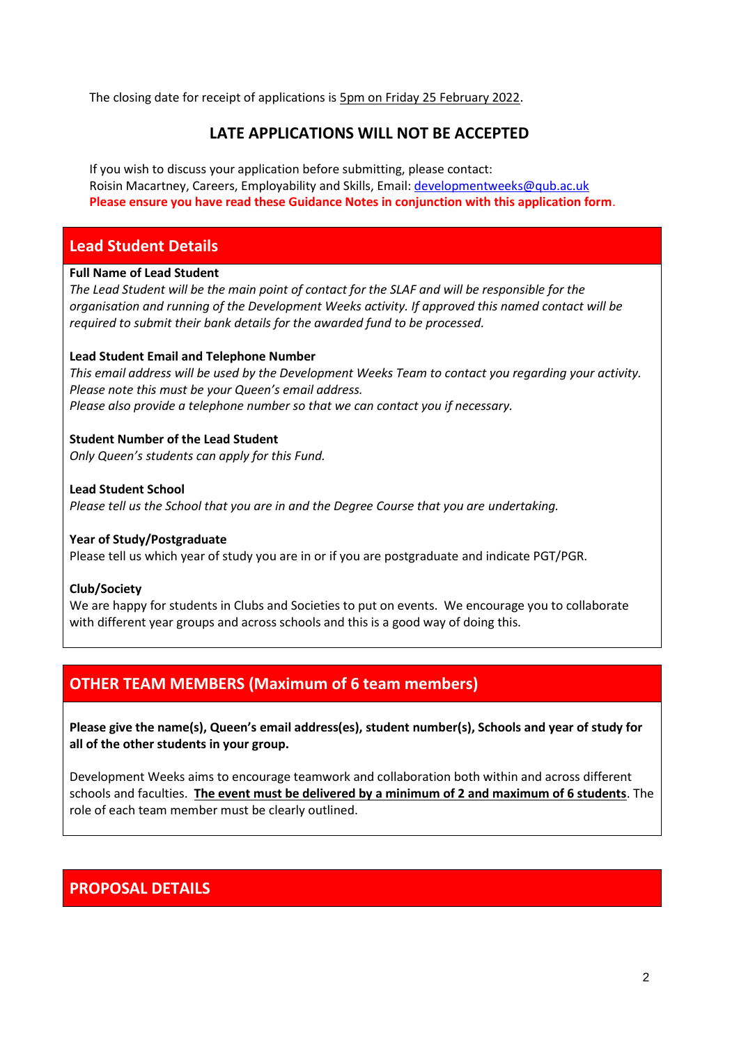The closing date for receipt of applications is 5pm on Friday 25 February 2022.

**LATE APPLICATIONS WILL NOT BE ACCEPTED**

If you wish to discuss your application before submitting, please contact:
Roisin Macartney, Careers, Employability and Skills, Email: developmentweeks@qub.ac.uk
**Please ensure you have read these Guidance Notes in conjunction with this application form.**

## Lead Student Details

**Full Name of Lead Student**
*The Lead Student will be the main point of contact for the SLAF and will be responsible for the organisation and running of the Development Weeks activity. If approved this named contact will be required to submit their bank details for the awarded fund to be processed.*

**Lead Student Email and Telephone Number**
*This email address will be used by the Development Weeks Team to contact you regarding your activity. Please note this must be your Queen's email address.*
*Please also provide a telephone number so that we can contact you if necessary.*

**Student Number of the Lead Student**
*Only Queen's students can apply for this Fund.*

**Lead Student School**
*Please tell us the School that you are in and the Degree Course that you are undertaking.*

**Year of Study/Postgraduate**
Please tell us which year of study you are in or if you are postgraduate and indicate PGT/PGR.

**Club/Society**
We are happy for students in Clubs and Societies to put on events. We encourage you to collaborate with different year groups and across schools and this is a good way of doing this.

## OTHER TEAM MEMBERS (Maximum of 6 team members)

**Please give the name(s), Queen's email address(es), student number(s), Schools and year of study for all of the other students in your group.**

Development Weeks aims to encourage teamwork and collaboration both within and across different schools and faculties. **The event must be delivered by a minimum of 2 and maximum of 6 students**. The role of each team member must be clearly outlined.

## PROPOSAL DETAILS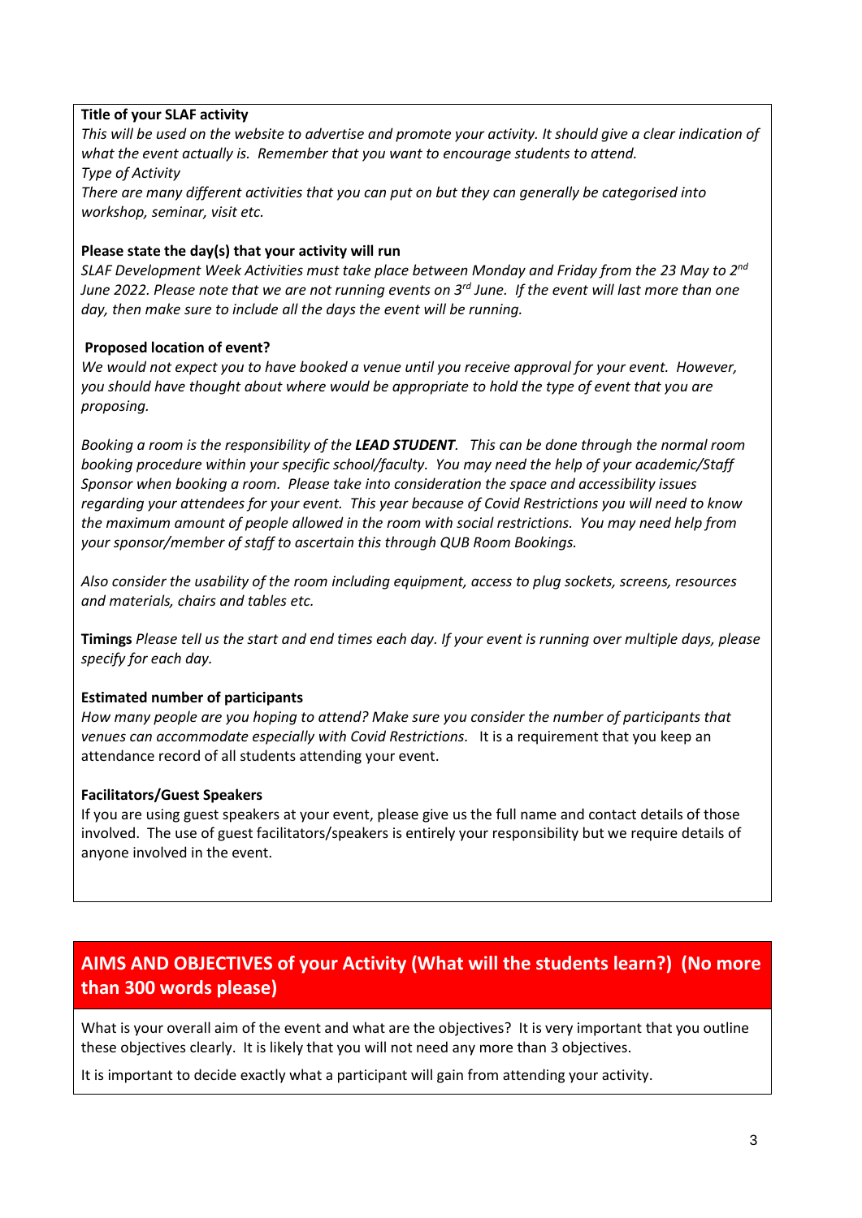**Title of your SLAF activity**

*This will be used on the website to advertise and promote your activity. It should give a clear indication of what the event actually is. Remember that you want to encourage students to attend.*

*Type of Activity*

*There are many different activities that you can put on but they can generally be categorised into workshop, seminar, visit etc.*

**Please state the day(s) that your activity will run**

*SLAF Development Week Activities must take place between Monday and Friday from the 23 May to 2nd June 2022. Please note that we are not running events on 3rd June. If the event will last more than one day, then make sure to include all the days the event will be running.*

**Proposed location of event?**

*We would not expect you to have booked a venue until you receive approval for your event. However, you should have thought about where would be appropriate to hold the type of event that you are proposing.*

*Booking a room is the responsibility of the **LEAD STUDENT**. This can be done through the normal room booking procedure within your specific school/faculty. You may need the help of your academic/Staff Sponsor when booking a room. Please take into consideration the space and accessibility issues regarding your attendees for your event. This year because of Covid Restrictions you will need to know the maximum amount of people allowed in the room with social restrictions. You may need help from your sponsor/member of staff to ascertain this through QUB Room Bookings.*

*Also consider the usability of the room including equipment, access to plug sockets, screens, resources and materials, chairs and tables etc.*

**Timings** *Please tell us the start and end times each day. If your event is running over multiple days, please specify for each day.*

**Estimated number of participants**

*How many people are you hoping to attend? Make sure you consider the number of participants that venues can accommodate especially with Covid Restrictions.* It is a requirement that you keep an attendance record of all students attending your event.

**Facilitators/Guest Speakers**

If you are using guest speakers at your event, please give us the full name and contact details of those involved. The use of guest facilitators/speakers is entirely your responsibility but we require details of anyone involved in the event.

## AIMS AND OBJECTIVES of your Activity (What will the students learn?) (No more than 300 words please)

What is your overall aim of the event and what are the objectives? It is very important that you outline these objectives clearly. It is likely that you will not need any more than 3 objectives.

It is important to decide exactly what a participant will gain from attending your activity.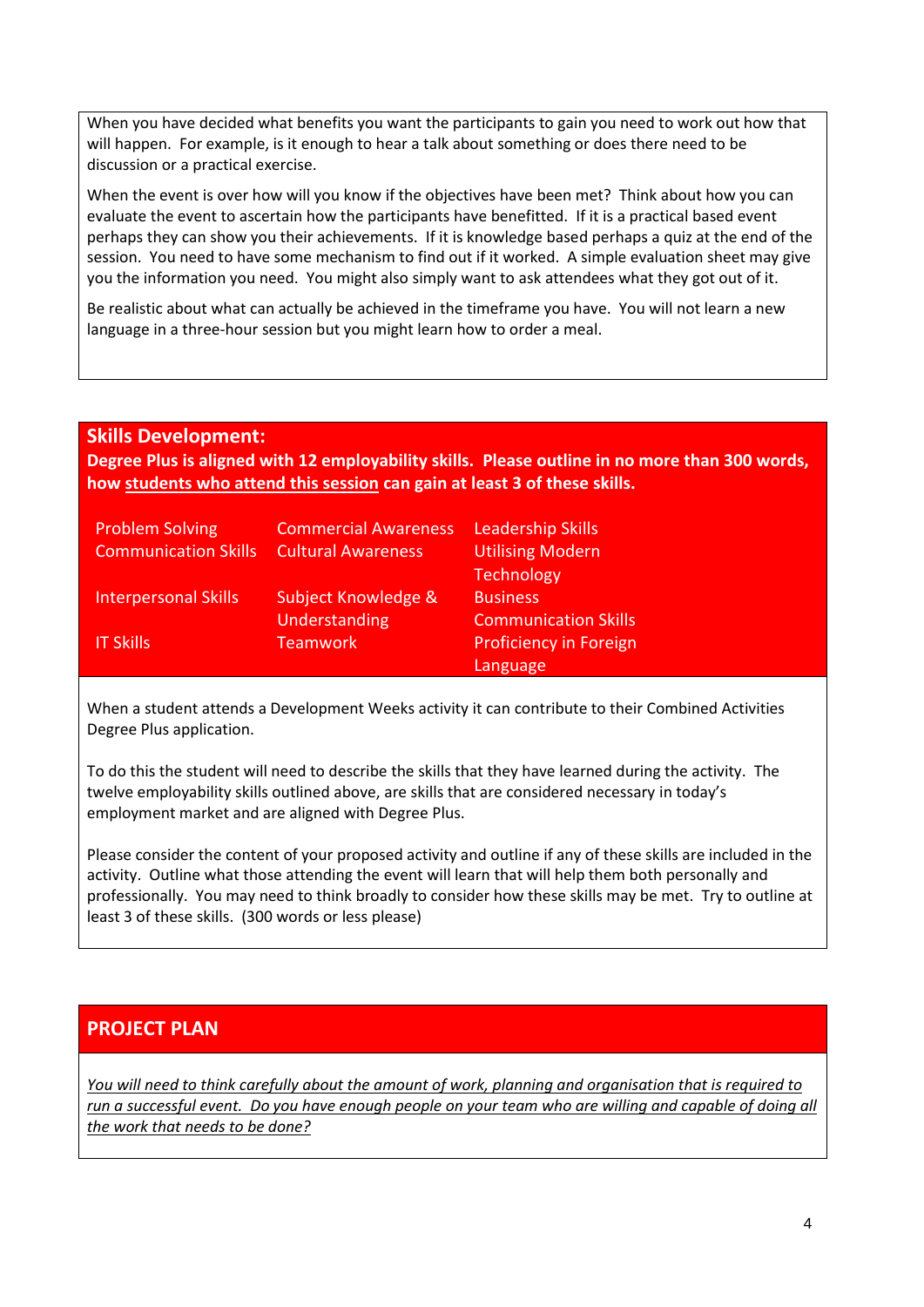When you have decided what benefits you want the participants to gain you need to work out how that will happen. For example, is it enough to hear a talk about something or does there need to be discussion or a practical exercise.

When the event is over how will you know if the objectives have been met? Think about how you can evaluate the event to ascertain how the participants have benefitted. If it is a practical based event perhaps they can show you their achievements. If it is knowledge based perhaps a quiz at the end of the session. You need to have some mechanism to find out if it worked. A simple evaluation sheet may give you the information you need. You might also simply want to ask attendees what they got out of it.

Be realistic about what can actually be achieved in the timeframe you have. You will not learn a new language in a three-hour session but you might learn how to order a meal.

## Skills Development:

**Degree Plus is aligned with 12 employability skills. Please outline in no more than 300 words, how <u>students who attend this session</u> can gain at least 3 of these skills.**

| | | |
|---|---|---|
| Problem Solving | Commercial Awareness | Leadership Skills |
| Communication Skills | Cultural Awareness | Utilising Modern Technology |
| Interpersonal Skills | Subject Knowledge & Understanding | Business Communication Skills |
| IT Skills | Teamwork | Proficiency in Foreign Language |

When a student attends a Development Weeks activity it can contribute to their Combined Activities Degree Plus application.

To do this the student will need to describe the skills that they have learned during the activity. The twelve employability skills outlined above, are skills that are considered necessary in today's employment market and are aligned with Degree Plus.

Please consider the content of your proposed activity and outline if any of these skills are included in the activity. Outline what those attending the event will learn that will help them both personally and professionally. You may need to think broadly to consider how these skills may be met. Try to outline at least 3 of these skills. (300 words or less please)

## PROJECT PLAN

*<u>You will need to think carefully about the amount of work, planning and organisation that is required to run a successful event. Do you have enough people on your team who are willing and capable of doing all the work that needs to be done?</u>*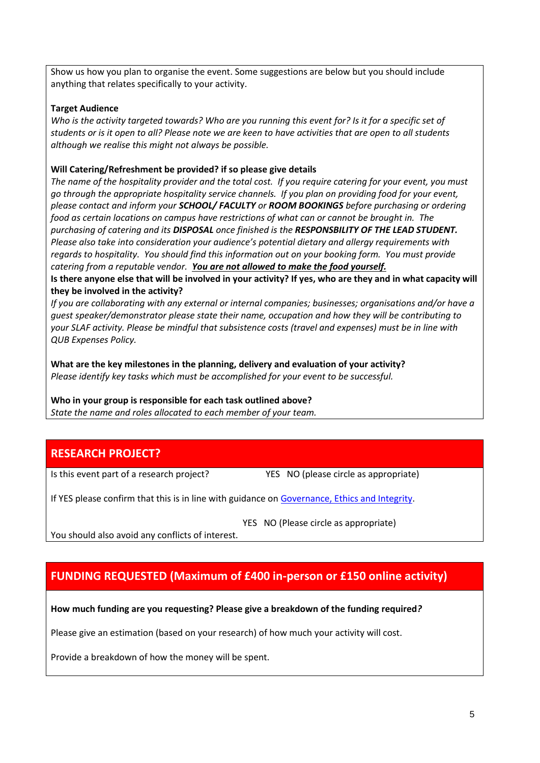Show us how you plan to organise the event. Some suggestions are below but you should include anything that relates specifically to your activity.

**Target Audience**

*Who is the activity targeted towards? Who are you running this event for? Is it for a specific set of students or is it open to all? Please note we are keen to have activities that are open to all students although we realise this might not always be possible.*

**Will Catering/Refreshment be provided? if so please give details**

*The name of the hospitality provider and the total cost. If you require catering for your event, you must go through the appropriate hospitality service channels. If you plan on providing food for your event, please contact and inform your* ***SCHOOL/ FACULTY*** *or* ***ROOM BOOKINGS*** *before purchasing or ordering food as certain locations on campus have restrictions of what can or cannot be brought in. The purchasing of catering and its* ***DISPOSAL*** *once finished is the* ***RESPONSBILITY OF THE LEAD STUDENT.*** *Please also take into consideration your audience's potential dietary and allergy requirements with regards to hospitality. You should find this information out on your booking form. You must provide catering from a reputable vendor.* ***<u>You are not allowed to make the food yourself.</u>***

**Is there anyone else that will be involved in your activity? If yes, who are they and in what capacity will they be involved in the activity?**

*If you are collaborating with any external or internal companies; businesses; organisations and/or have a guest speaker/demonstrator please state their name, occupation and how they will be contributing to your SLAF activity. Please be mindful that subsistence costs (travel and expenses) must be in line with QUB Expenses Policy.*

**What are the key milestones in the planning, delivery and evaluation of your activity?**

*Please identify key tasks which must be accomplished for your event to be successful.*

**Who in your group is responsible for each task outlined above?**

*State the name and roles allocated to each member of your team.*

## RESEARCH PROJECT?

Is this event part of a research project? YES NO (please circle as appropriate)

If YES please confirm that this is in line with guidance on Governance, Ethics and Integrity.

YES NO (Please circle as appropriate)

You should also avoid any conflicts of interest.

## FUNDING REQUESTED (Maximum of £400 in-person or £150 online activity)

**How much funding are you requesting? Please give a breakdown of the funding required?**

Please give an estimation (based on your research) of how much your activity will cost.

Provide a breakdown of how the money will be spent.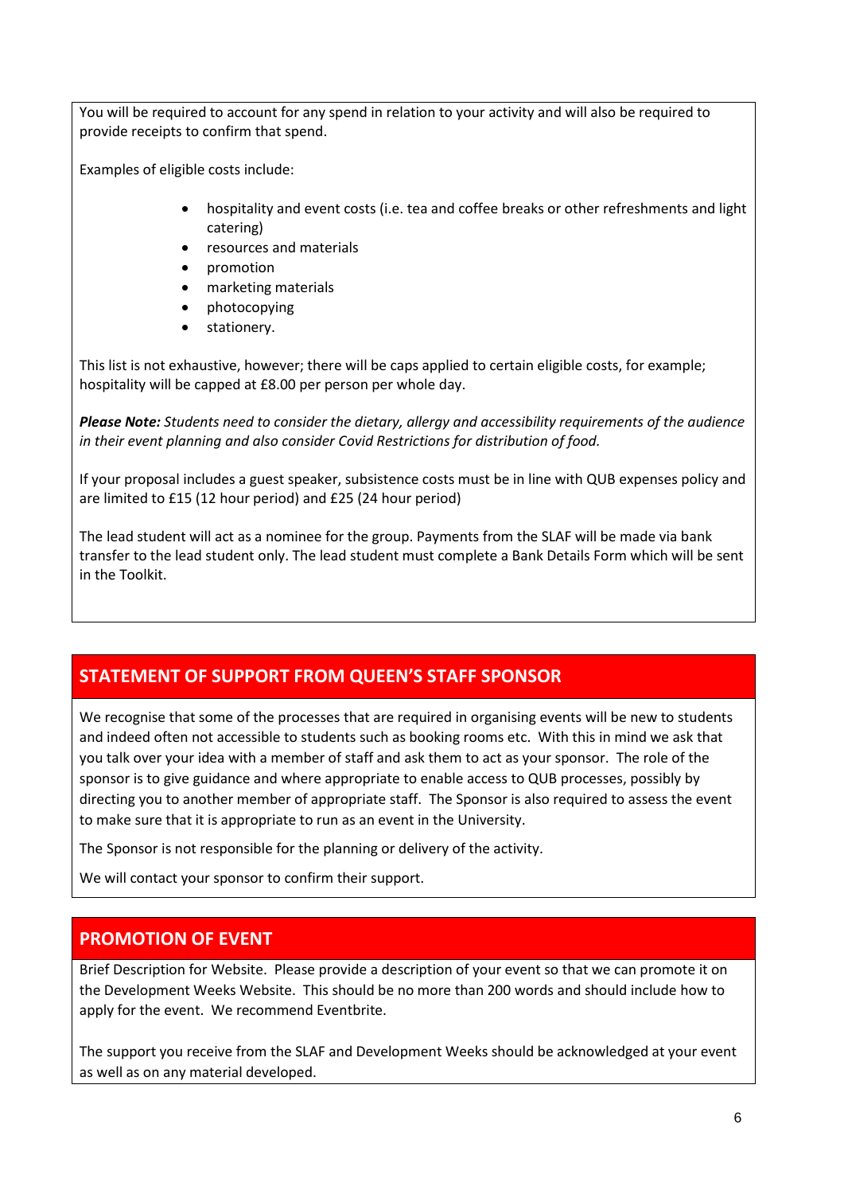You will be required to account for any spend in relation to your activity and will also be required to provide receipts to confirm that spend.

Examples of eligible costs include:

- hospitality and event costs (i.e. tea and coffee breaks or other refreshments and light catering)
- resources and materials
- promotion
- marketing materials
- photocopying
- stationery.

This list is not exhaustive, however; there will be caps applied to certain eligible costs, for example; hospitality will be capped at £8.00 per person per whole day.

***Please Note:*** *Students need to consider the dietary, allergy and accessibility requirements of the audience in their event planning and also consider Covid Restrictions for distribution of food.*

If your proposal includes a guest speaker, subsistence costs must be in line with QUB expenses policy and are limited to £15 (12 hour period) and £25 (24 hour period)

The lead student will act as a nominee for the group. Payments from the SLAF will be made via bank transfer to the lead student only. The lead student must complete a Bank Details Form which will be sent in the Toolkit.

## STATEMENT OF SUPPORT FROM QUEEN'S STAFF SPONSOR

We recognise that some of the processes that are required in organising events will be new to students and indeed often not accessible to students such as booking rooms etc. With this in mind we ask that you talk over your idea with a member of staff and ask them to act as your sponsor. The role of the sponsor is to give guidance and where appropriate to enable access to QUB processes, possibly by directing you to another member of appropriate staff. The Sponsor is also required to assess the event to make sure that it is appropriate to run as an event in the University.

The Sponsor is not responsible for the planning or delivery of the activity.

We will contact your sponsor to confirm their support.

## PROMOTION OF EVENT

Brief Description for Website. Please provide a description of your event so that we can promote it on the Development Weeks Website. This should be no more than 200 words and should include how to apply for the event. We recommend Eventbrite.

The support you receive from the SLAF and Development Weeks should be acknowledged at your event as well as on any material developed.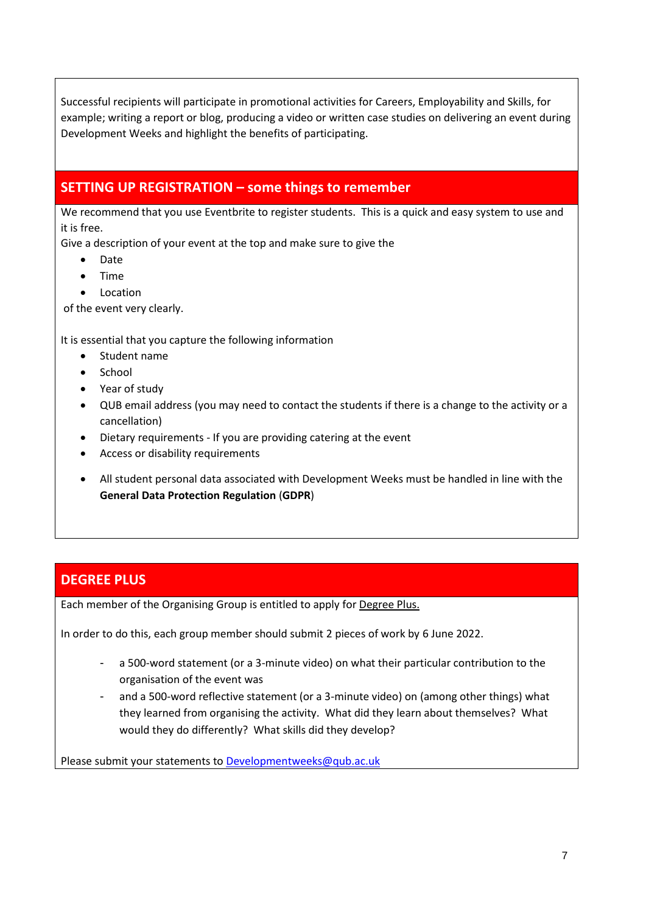Successful recipients will participate in promotional activities for Careers, Employability and Skills, for example; writing a report or blog, producing a video or written case studies on delivering an event during Development Weeks and highlight the benefits of participating.

## SETTING UP REGISTRATION – some things to remember

We recommend that you use Eventbrite to register students. This is a quick and easy system to use and it is free.

Give a description of your event at the top and make sure to give the

- Date
- Time
- Location

of the event very clearly.

It is essential that you capture the following information

- Student name
- School
- Year of study
- QUB email address (you may need to contact the students if there is a change to the activity or a cancellation)
- Dietary requirements - If you are providing catering at the event
- Access or disability requirements
- All student personal data associated with Development Weeks must be handled in line with the **General Data Protection Regulation** (**GDPR**)

## DEGREE PLUS

Each member of the Organising Group is entitled to apply for Degree Plus.

In order to do this, each group member should submit 2 pieces of work by 6 June 2022.

- a 500-word statement (or a 3-minute video) on what their particular contribution to the organisation of the event was
- and a 500-word reflective statement (or a 3-minute video) on (among other things) what they learned from organising the activity. What did they learn about themselves? What would they do differently? What skills did they develop?

Please submit your statements to Developmentweeks@qub.ac.uk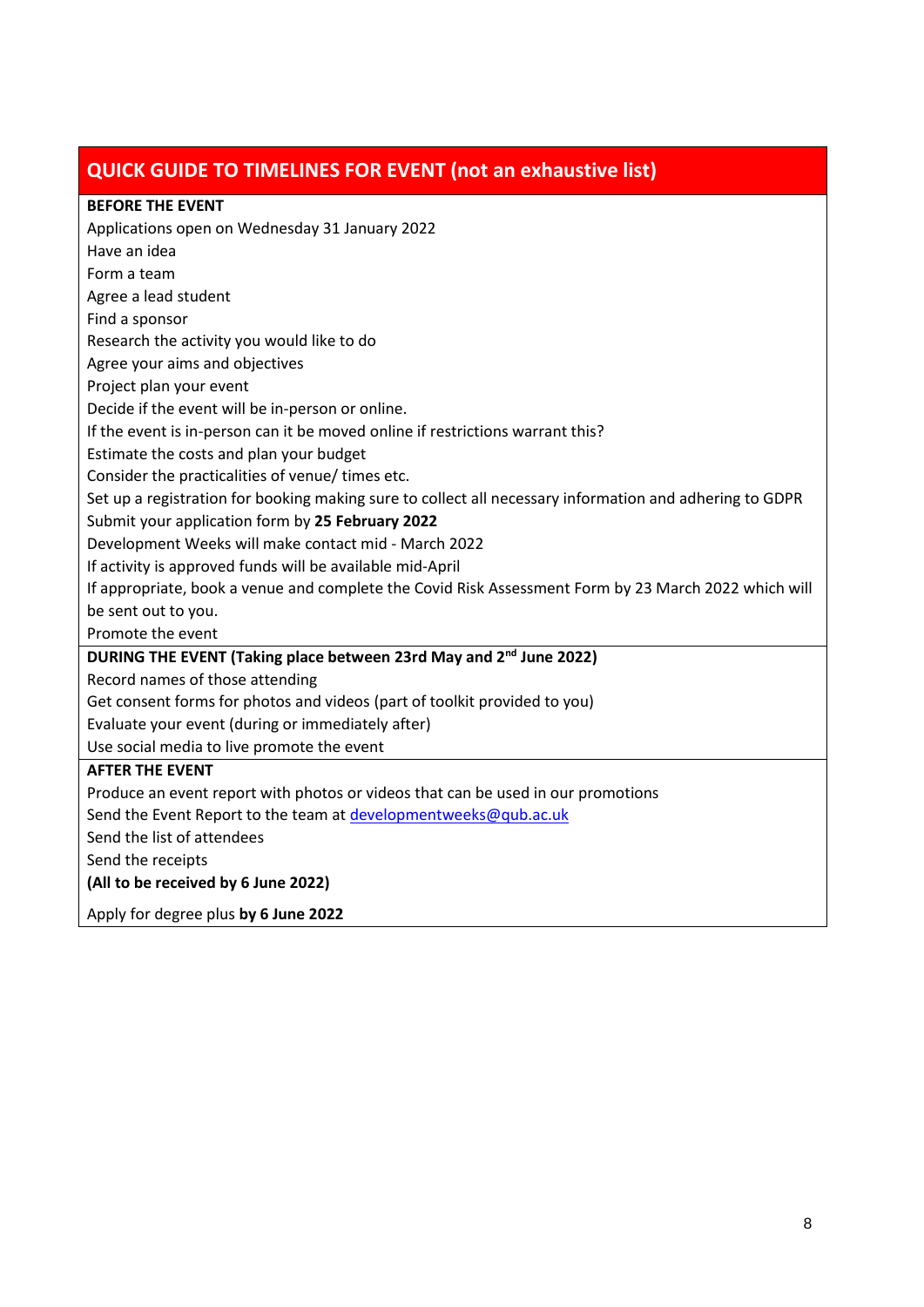## QUICK GUIDE TO TIMELINES FOR EVENT (not an exhaustive list)

**BEFORE THE EVENT**

Applications open on Wednesday 31 January 2022
Have an idea
Form a team
Agree a lead student
Find a sponsor
Research the activity you would like to do
Agree your aims and objectives
Project plan your event
Decide if the event will be in-person or online.
If the event is in-person can it be moved online if restrictions warrant this?
Estimate the costs and plan your budget
Consider the practicalities of venue/ times etc.
Set up a registration for booking making sure to collect all necessary information and adhering to GDPR
Submit your application form by **25 February 2022**
Development Weeks will make contact mid - March 2022
If activity is approved funds will be available mid-April
If appropriate, book a venue and complete the Covid Risk Assessment Form by 23 March 2022 which will be sent out to you.
Promote the event

**DURING THE EVENT (Taking place between 23rd May and 2nd June 2022)**

Record names of those attending
Get consent forms for photos and videos (part of toolkit provided to you)
Evaluate your event (during or immediately after)
Use social media to live promote the event

**AFTER THE EVENT**

Produce an event report with photos or videos that can be used in our promotions
Send the Event Report to the team at developmentweeks@qub.ac.uk
Send the list of attendees
Send the receipts
**(All to be received by 6 June 2022)**

Apply for degree plus **by 6 June 2022**